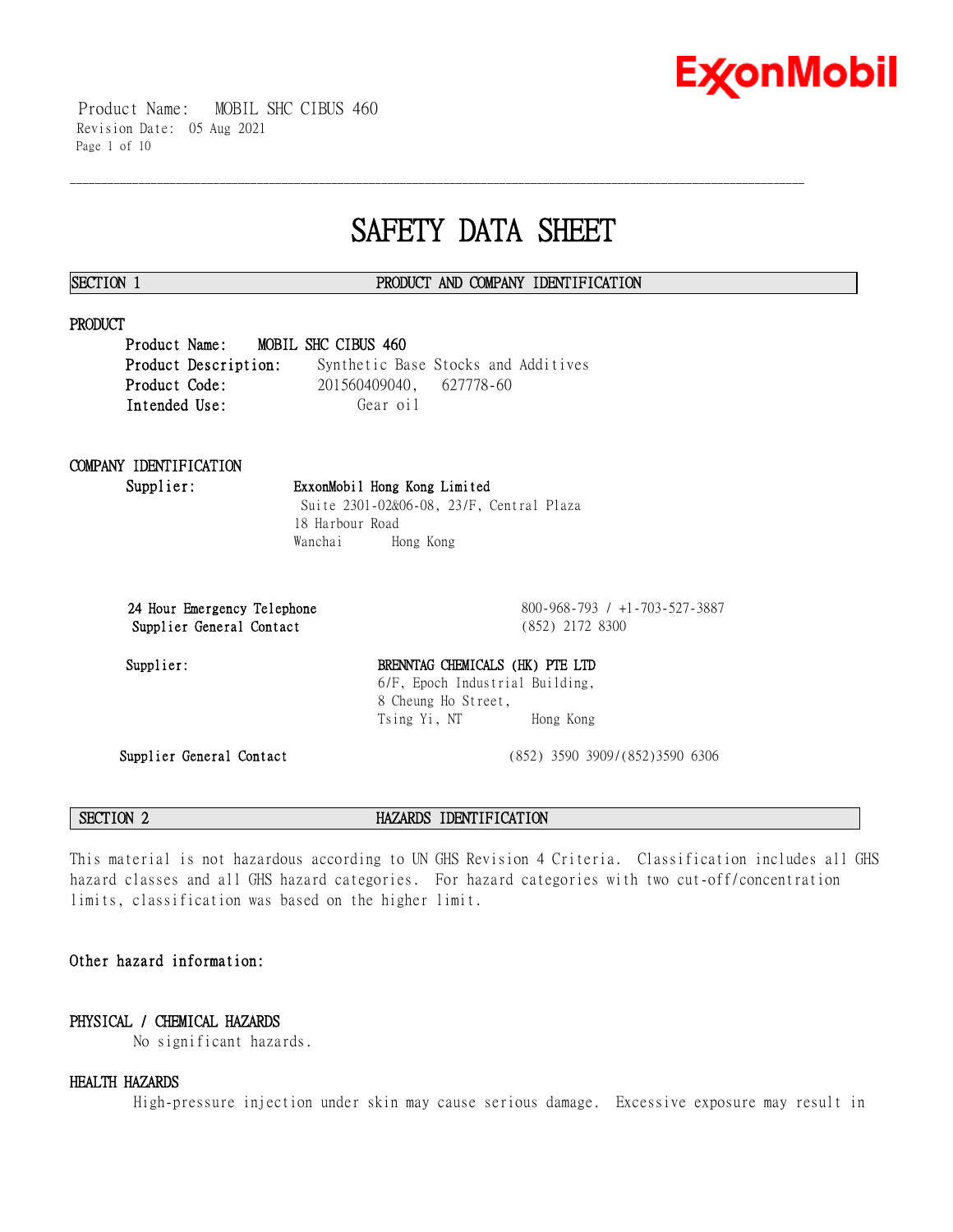Product Name: MOBIL SHC CIBUS 460
Revision Date: 05 Aug 2021

# SAFETY DATA SHEET

## SECTION 1 PRODUCT AND COMPANY IDENTIFICATION

### PRODUCT

**Product Name:** **MOBIL SHC CIBUS 460**
**Product Description:** Synthetic Base Stocks and Additives
**Product Code:** 201560409040, 627778-60
**Intended Use:** Gear oil

### COMPANY IDENTIFICATION

**Supplier:** **ExxonMobil Hong Kong Limited**
Suite 2301-02&06-08, 23/F, Central Plaza
18 Harbour Road
Wanchai Hong Kong

**24 Hour Emergency Telephone** 800-968-793 / +1-703-527-3887
**Supplier General Contact** (852) 2172 8300

**Supplier:** **BRENNTAG CHEMICALS (HK) PTE LTD**
6/F, Epoch Industrial Building,
8 Cheung Ho Street,
Tsing Yi, NT Hong Kong

**Supplier General Contact** (852) 3590 3909/(852)3590 6306

## SECTION 2 HAZARDS IDENTIFICATION

This material is not hazardous according to UN GHS Revision 4 Criteria. Classification includes all GHS hazard classes and all GHS hazard categories. For hazard categories with two cut-off/concentration limits, classification was based on the higher limit.

**Other hazard information:**

### PHYSICAL / CHEMICAL HAZARDS

No significant hazards.

### HEALTH HAZARDS

High-pressure injection under skin may cause serious damage. Excessive exposure may result in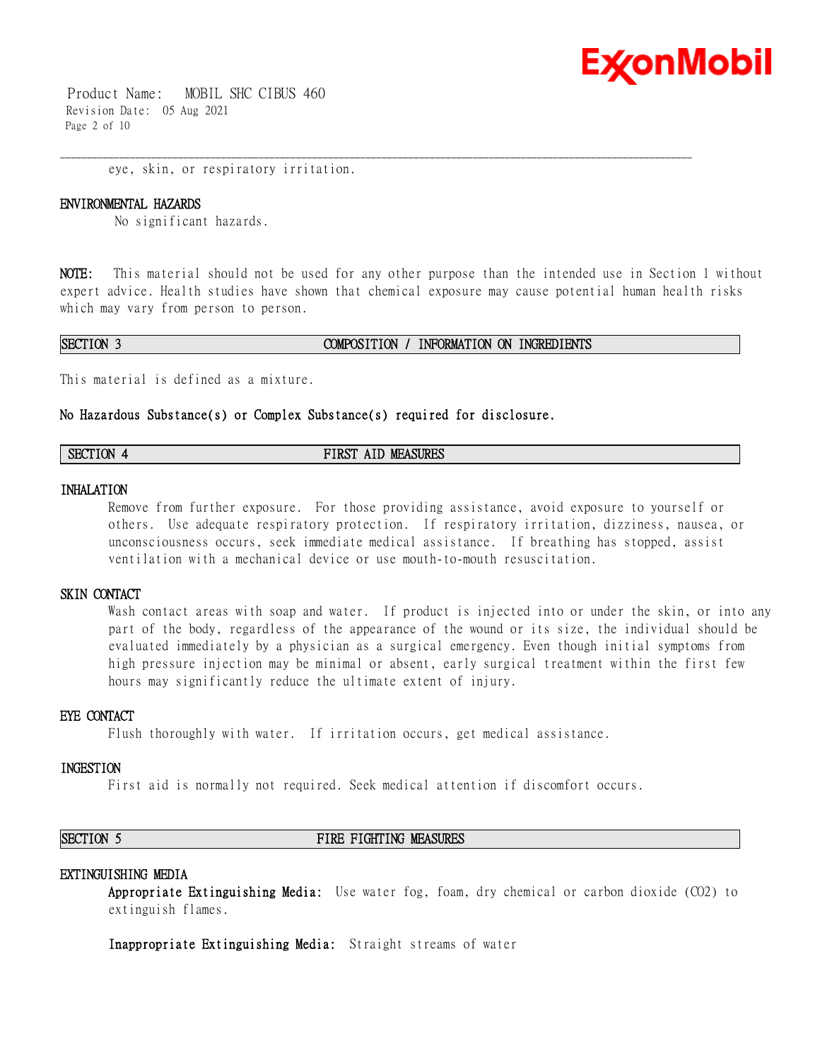eye, skin, or respiratory irritation.

### ENVIRONMENTAL HAZARDS

No significant hazards.

**NOTE:** This material should not be used for any other purpose than the intended use in Section 1 without expert advice. Health studies have shown that chemical exposure may cause potential human health risks which may vary from person to person.

## SECTION 3 COMPOSITION / INFORMATION ON INGREDIENTS

This material is defined as a mixture.

**No Hazardous Substance(s) or Complex Substance(s) required for disclosure.**

## SECTION 4 FIRST AID MEASURES

### INHALATION

Remove from further exposure. For those providing assistance, avoid exposure to yourself or others. Use adequate respiratory protection. If respiratory irritation, dizziness, nausea, or unconsciousness occurs, seek immediate medical assistance. If breathing has stopped, assist ventilation with a mechanical device or use mouth-to-mouth resuscitation.

### SKIN CONTACT

Wash contact areas with soap and water. If product is injected into or under the skin, or into any part of the body, regardless of the appearance of the wound or its size, the individual should be evaluated immediately by a physician as a surgical emergency. Even though initial symptoms from high pressure injection may be minimal or absent, early surgical treatment within the first few hours may significantly reduce the ultimate extent of injury.

### EYE CONTACT

Flush thoroughly with water. If irritation occurs, get medical assistance.

### INGESTION

First aid is normally not required. Seek medical attention if discomfort occurs.

## SECTION 5 FIRE FIGHTING MEASURES

### EXTINGUISHING MEDIA

**Appropriate Extinguishing Media:** Use water fog, foam, dry chemical or carbon dioxide ($CO_2$) to extinguish flames.

**Inappropriate Extinguishing Media:** Straight streams of water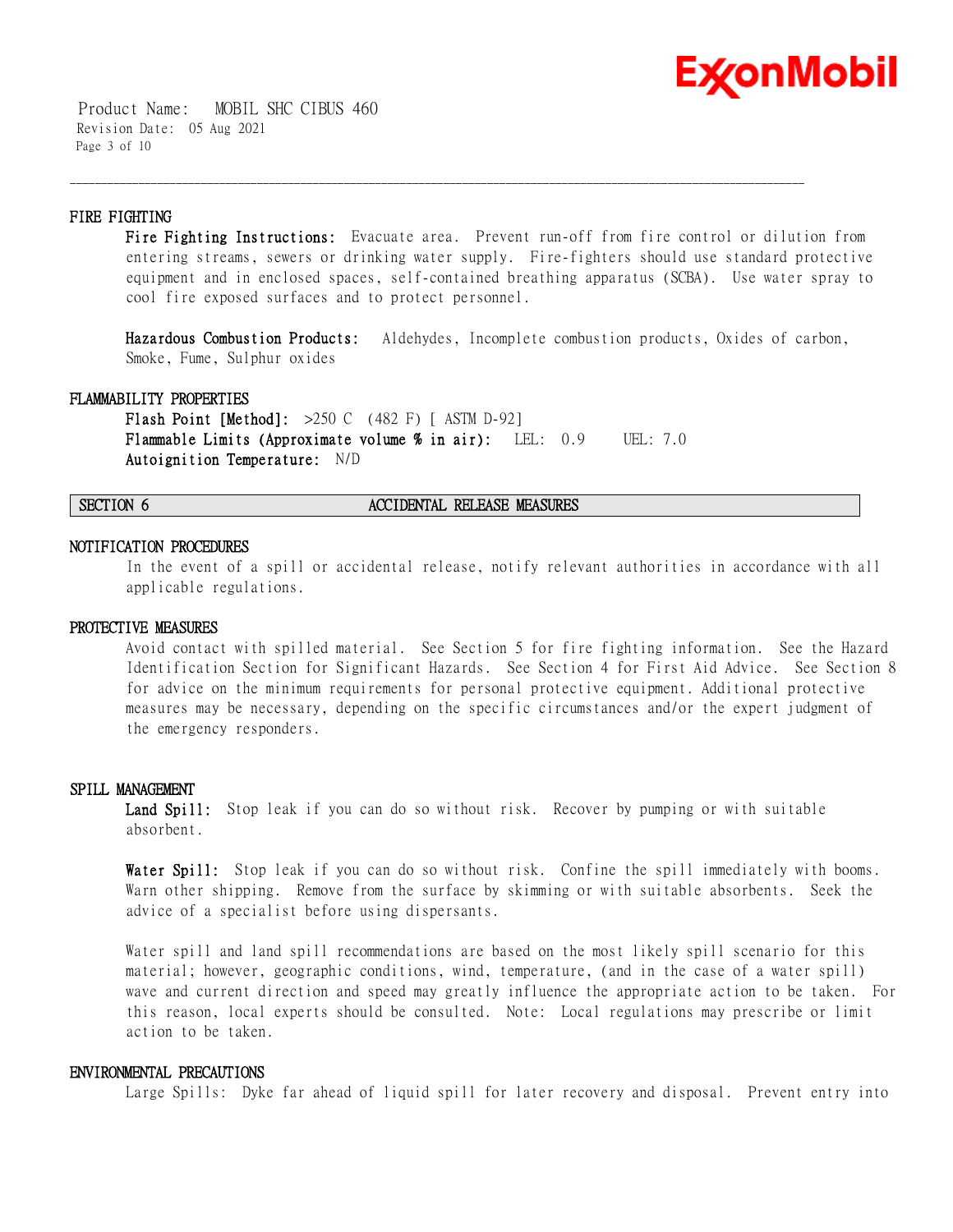### FIRE FIGHTING

**Fire Fighting Instructions:** Evacuate area. Prevent run-off from fire control or dilution from entering streams, sewers or drinking water supply. Fire-fighters should use standard protective equipment and in enclosed spaces, self-contained breathing apparatus (SCBA). Use water spray to cool fire exposed surfaces and to protect personnel.

**Hazardous Combustion Products:** Aldehydes, Incomplete combustion products, Oxides of carbon, Smoke, Fume, Sulphur oxides

### FLAMMABILITY PROPERTIES

**Flash Point [Method]:** >250 C (482 F) [ ASTM D-92]
**Flammable Limits (Approximate volume % in air):** LEL: 0.9 UEL: 7.0
**Autoignition Temperature:** N/D

## SECTION 6 ACCIDENTAL RELEASE MEASURES

### NOTIFICATION PROCEDURES

In the event of a spill or accidental release, notify relevant authorities in accordance with all applicable regulations.

### PROTECTIVE MEASURES

Avoid contact with spilled material. See Section 5 for fire fighting information. See the Hazard Identification Section for Significant Hazards. See Section 4 for First Aid Advice. See Section 8 for advice on the minimum requirements for personal protective equipment. Additional protective measures may be necessary, depending on the specific circumstances and/or the expert judgment of the emergency responders.

### SPILL MANAGEMENT

**Land Spill:** Stop leak if you can do so without risk. Recover by pumping or with suitable absorbent.

**Water Spill:** Stop leak if you can do so without risk. Confine the spill immediately with booms. Warn other shipping. Remove from the surface by skimming or with suitable absorbents. Seek the advice of a specialist before using dispersants.

Water spill and land spill recommendations are based on the most likely spill scenario for this material; however, geographic conditions, wind, temperature, (and in the case of a water spill) wave and current direction and speed may greatly influence the appropriate action to be taken. For this reason, local experts should be consulted. Note: Local regulations may prescribe or limit action to be taken.

### ENVIRONMENTAL PRECAUTIONS

Large Spills: Dyke far ahead of liquid spill for later recovery and disposal. Prevent entry into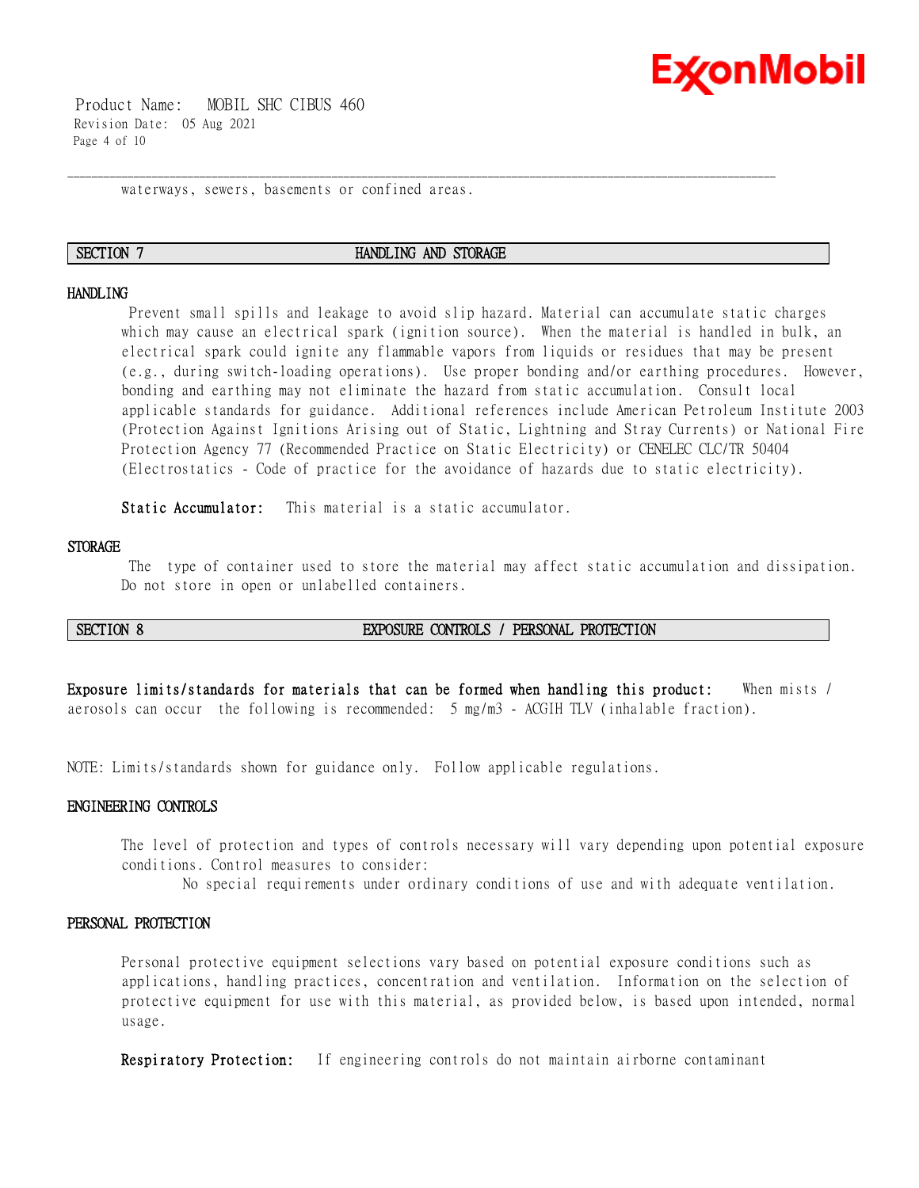waterways, sewers, basements or confined areas.

## SECTION 7 HANDLING AND STORAGE

### HANDLING

Prevent small spills and leakage to avoid slip hazard. Material can accumulate static charges which may cause an electrical spark (ignition source). When the material is handled in bulk, an electrical spark could ignite any flammable vapors from liquids or residues that may be present (e.g., during switch-loading operations). Use proper bonding and/or earthing procedures. However, bonding and earthing may not eliminate the hazard from static accumulation. Consult local applicable standards for guidance. Additional references include American Petroleum Institute 2003 (Protection Against Ignitions Arising out of Static, Lightning and Stray Currents) or National Fire Protection Agency 77 (Recommended Practice on Static Electricity) or CENELEC CLC/TR 50404 (Electrostatics - Code of practice for the avoidance of hazards due to static electricity).

**Static Accumulator:** This material is a static accumulator.

### STORAGE

The type of container used to store the material may affect static accumulation and dissipation. Do not store in open or unlabelled containers.

## SECTION 8 EXPOSURE CONTROLS / PERSONAL PROTECTION

**Exposure limits/standards for materials that can be formed when handling this product:** When mists / aerosols can occur the following is recommended: 5 mg/m3 - ACGIH TLV (inhalable fraction).

NOTE: Limits/standards shown for guidance only. Follow applicable regulations.

### ENGINEERING CONTROLS

The level of protection and types of controls necessary will vary depending upon potential exposure conditions. Control measures to consider:

No special requirements under ordinary conditions of use and with adequate ventilation.

### PERSONAL PROTECTION

Personal protective equipment selections vary based on potential exposure conditions such as applications, handling practices, concentration and ventilation. Information on the selection of protective equipment for use with this material, as provided below, is based upon intended, normal usage.

**Respiratory Protection:** If engineering controls do not maintain airborne contaminant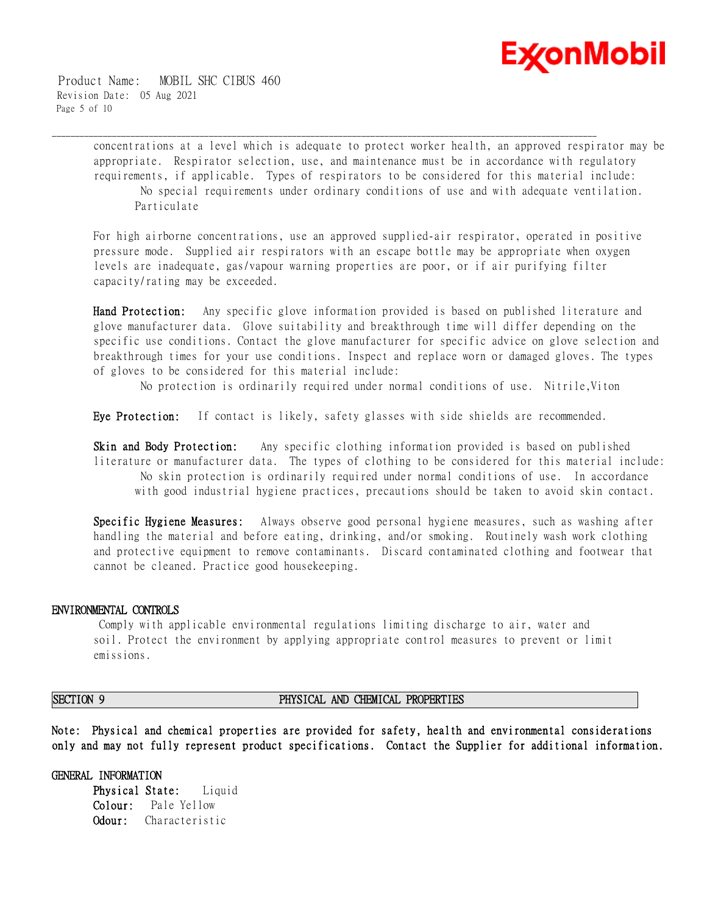concentrations at a level which is adequate to protect worker health, an approved respirator may be appropriate. Respirator selection, use, and maintenance must be in accordance with regulatory requirements, if applicable. Types of respirators to be considered for this material include:

No special requirements under ordinary conditions of use and with adequate ventilation.
Particulate

For high airborne concentrations, use an approved supplied-air respirator, operated in positive pressure mode. Supplied air respirators with an escape bottle may be appropriate when oxygen levels are inadequate, gas/vapour warning properties are poor, or if air purifying filter capacity/rating may be exceeded.

**Hand Protection:** Any specific glove information provided is based on published literature and glove manufacturer data. Glove suitability and breakthrough time will differ depending on the specific use conditions. Contact the glove manufacturer for specific advice on glove selection and breakthrough times for your use conditions. Inspect and replace worn or damaged gloves. The types of gloves to be considered for this material include:

No protection is ordinarily required under normal conditions of use. Nitrile,Viton

**Eye Protection:** If contact is likely, safety glasses with side shields are recommended.

**Skin and Body Protection:** Any specific clothing information provided is based on published literature or manufacturer data. The types of clothing to be considered for this material include:

No skin protection is ordinarily required under normal conditions of use. In accordance with good industrial hygiene practices, precautions should be taken to avoid skin contact.

**Specific Hygiene Measures:** Always observe good personal hygiene measures, such as washing after handling the material and before eating, drinking, and/or smoking. Routinely wash work clothing and protective equipment to remove contaminants. Discard contaminated clothing and footwear that cannot be cleaned. Practice good housekeeping.

## ENVIRONMENTAL CONTROLS

Comply with applicable environmental regulations limiting discharge to air, water and soil. Protect the environment by applying appropriate control measures to prevent or limit emissions.

## SECTION 9 PHYSICAL AND CHEMICAL PROPERTIES

**Note: Physical and chemical properties are provided for safety, health and environmental considerations only and may not fully represent product specifications. Contact the Supplier for additional information.**

## GENERAL INFORMATION

**Physical State:** Liquid
**Colour:** Pale Yellow
**Odour:** Characteristic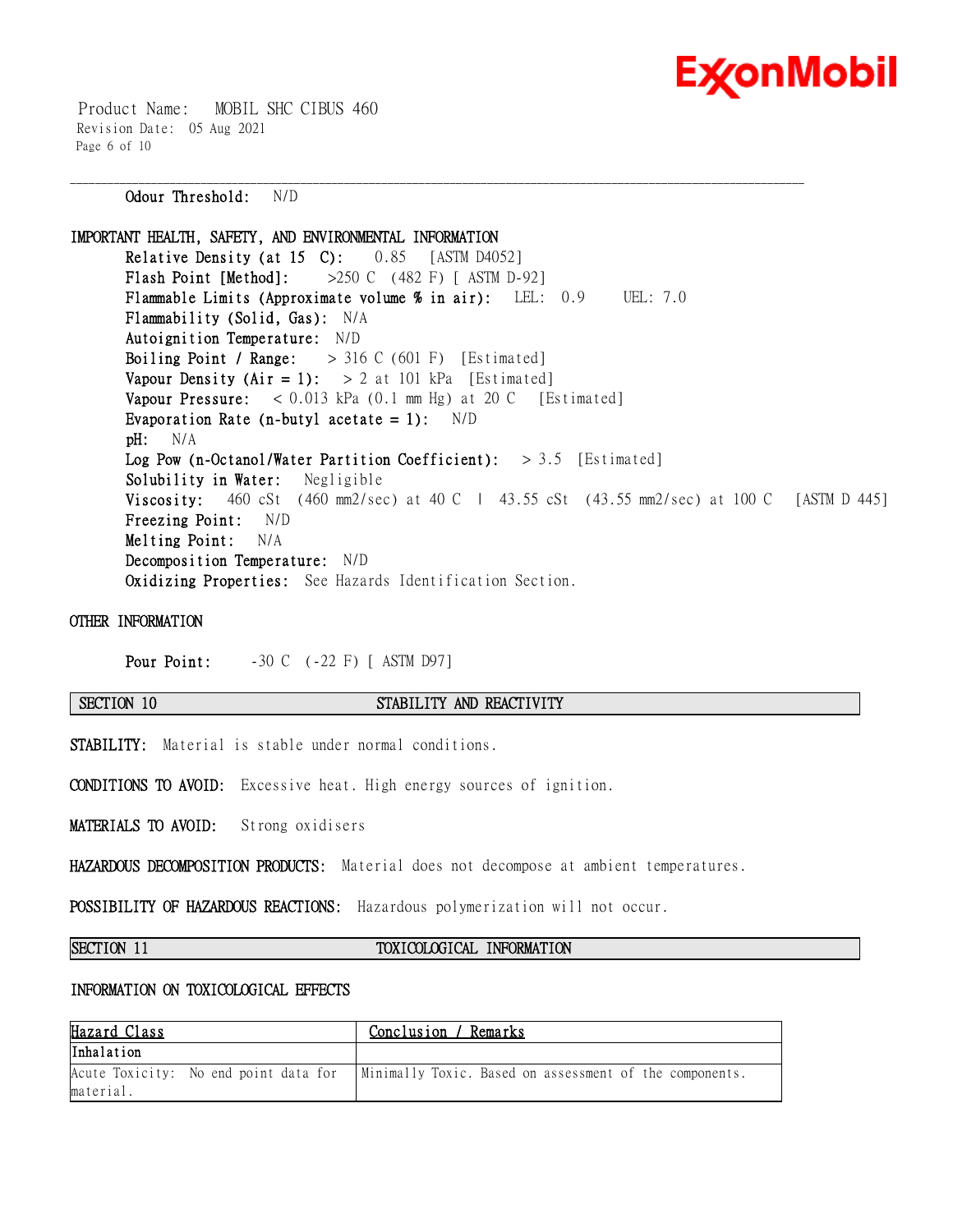**Odour Threshold:** N/D

## IMPORTANT HEALTH, SAFETY, AND ENVIRONMENTAL INFORMATION

**Relative Density (at 15 C):** 0.85 [ASTM D4052]
**Flash Point [Method]:** >250 C (482 F) [ ASTM D-92]
**Flammable Limits (Approximate volume % in air):** LEL: 0.9 UEL: 7.0
**Flammability (Solid, Gas):** N/A
**Autoignition Temperature:** N/D
**Boiling Point / Range:** > 316 C (601 F) [Estimated]
**Vapour Density (Air = 1):** > 2 at 101 kPa [Estimated]
**Vapour Pressure:** < 0.013 kPa (0.1 mm Hg) at 20 C [Estimated]
**Evaporation Rate (n-butyl acetate = 1):** N/D
**pH:** N/A
**Log Pow (n-Octanol/Water Partition Coefficient):** > 3.5 [Estimated]
**Solubility in Water:** Negligible
**Viscosity:** 460 cSt (460 mm2/sec) at 40 C | 43.55 cSt (43.55 mm2/sec) at 100 C [ASTM D 445]
**Freezing Point:** N/D
**Melting Point:** N/A
**Decomposition Temperature:** N/D
**Oxidizing Properties:** See Hazards Identification Section.

## OTHER INFORMATION

**Pour Point:** -30 C (-22 F) [ ASTM D97]

## SECTION 10 STABILITY AND REACTIVITY

**STABILITY:** Material is stable under normal conditions.

**CONDITIONS TO AVOID:** Excessive heat. High energy sources of ignition.

**MATERIALS TO AVOID:** Strong oxidisers

**HAZARDOUS DECOMPOSITION PRODUCTS:** Material does not decompose at ambient temperatures.

**POSSIBILITY OF HAZARDOUS REACTIONS:** Hazardous polymerization will not occur.

## SECTION 11 TOXICOLOGICAL INFORMATION

### INFORMATION ON TOXICOLOGICAL EFFECTS

| Hazard Class | Conclusion / Remarks |
|---|---|
| **Inhalation** | |
| Acute Toxicity: No end point data for material. | Minimally Toxic. Based on assessment of the components. |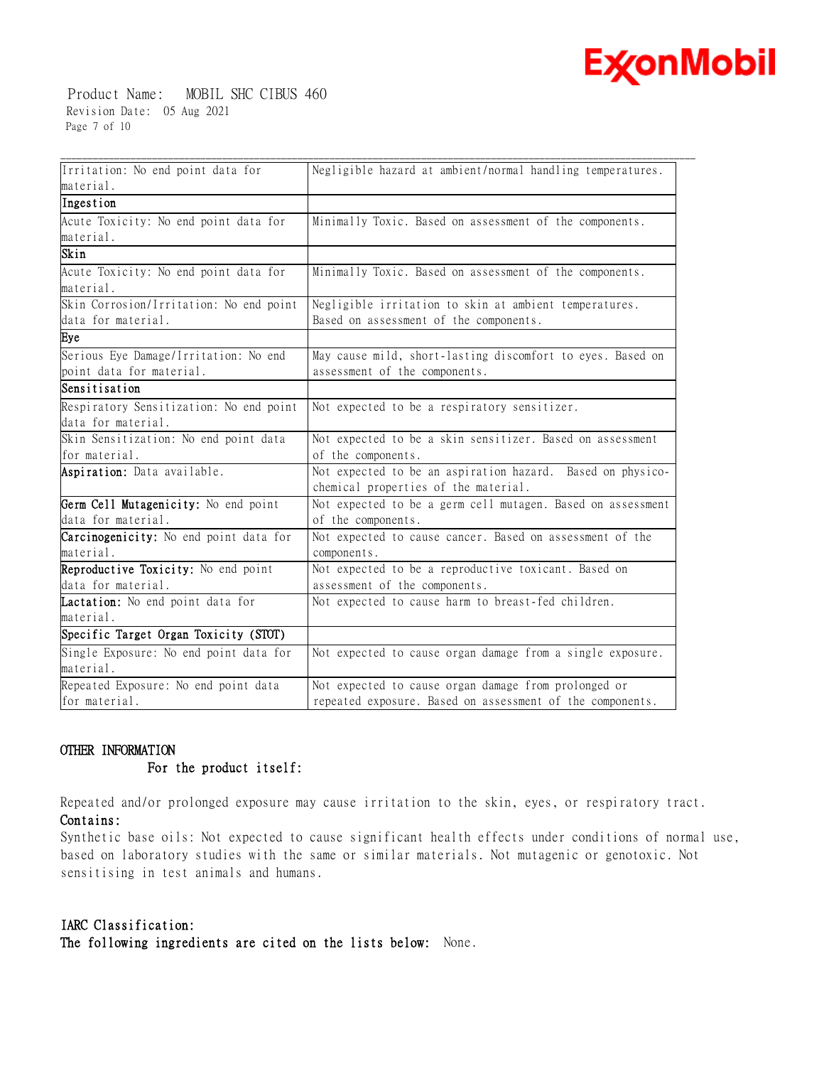| | |
|---|---|
| Irritation: No end point data for material. | Negligible hazard at ambient/normal handling temperatures. |
| **Ingestion** | |
| Acute Toxicity: No end point data for material. | Minimally Toxic. Based on assessment of the components. |
| **Skin** | |
| Acute Toxicity: No end point data for material. | Minimally Toxic. Based on assessment of the components. |
| Skin Corrosion/Irritation: No end point data for material. | Negligible irritation to skin at ambient temperatures. Based on assessment of the components. |
| **Eye** | |
| Serious Eye Damage/Irritation: No end point data for material. | May cause mild, short-lasting discomfort to eyes. Based on assessment of the components. |
| **Sensitisation** | |
| Respiratory Sensitization: No end point data for material. | Not expected to be a respiratory sensitizer. |
| Skin Sensitization: No end point data for material. | Not expected to be a skin sensitizer. Based on assessment of the components. |
| **Aspiration:** Data available. | Not expected to be an aspiration hazard. Based on physico-chemical properties of the material. |
| **Germ Cell Mutagenicity:** No end point data for material. | Not expected to be a germ cell mutagen. Based on assessment of the components. |
| **Carcinogenicity:** No end point data for material. | Not expected to cause cancer. Based on assessment of the components. |
| **Reproductive Toxicity:** No end point data for material. | Not expected to be a reproductive toxicant. Based on assessment of the components. |
| **Lactation:** No end point data for material. | Not expected to cause harm to breast-fed children. |
| **Specific Target Organ Toxicity (STOT)** | |
| Single Exposure: No end point data for material. | Not expected to cause organ damage from a single exposure. |
| Repeated Exposure: No end point data for material. | Not expected to cause organ damage from prolonged or repeated exposure. Based on assessment of the components. |

**OTHER INFORMATION**

**For the product itself:**

Repeated and/or prolonged exposure may cause irritation to the skin, eyes, or respiratory tract.

**Contains:**

Synthetic base oils: Not expected to cause significant health effects under conditions of normal use, based on laboratory studies with the same or similar materials. Not mutagenic or genotoxic. Not sensitising in test animals and humans.

**IARC Classification:**

**The following ingredients are cited on the lists below:** None.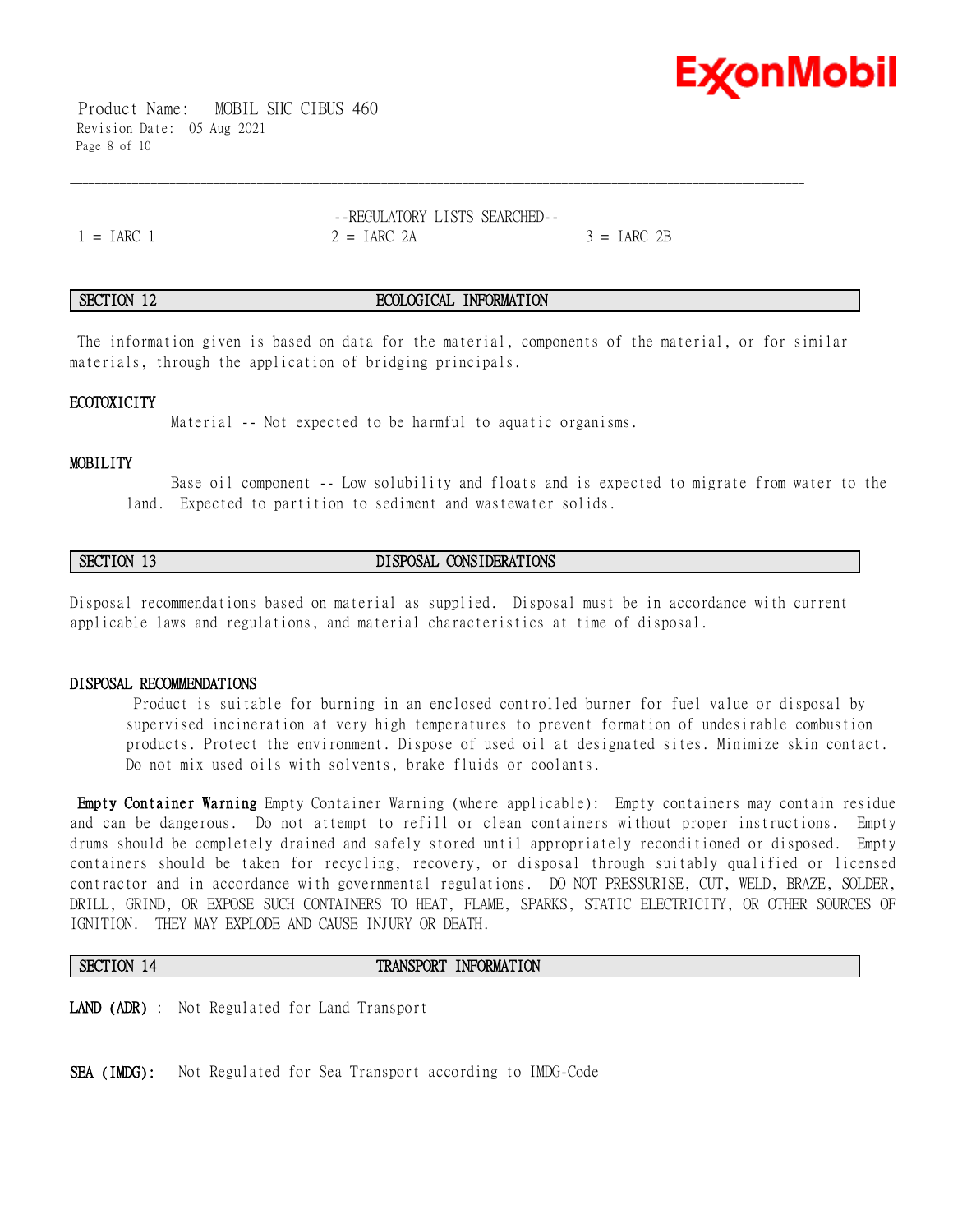--REGULATORY LISTS SEARCHED--

1 = IARC 1 2 = IARC 2A 3 = IARC 2B

## SECTION 12 ECOLOGICAL INFORMATION

The information given is based on data for the material, components of the material, or for similar materials, through the application of bridging principals.

### ECOTOXICITY

Material -- Not expected to be harmful to aquatic organisms.

### MOBILITY

Base oil component -- Low solubility and floats and is expected to migrate from water to the land. Expected to partition to sediment and wastewater solids.

## SECTION 13 DISPOSAL CONSIDERATIONS

Disposal recommendations based on material as supplied. Disposal must be in accordance with current applicable laws and regulations, and material characteristics at time of disposal.

### DISPOSAL RECOMMENDATIONS

Product is suitable for burning in an enclosed controlled burner for fuel value or disposal by supervised incineration at very high temperatures to prevent formation of undesirable combustion products. Protect the environment. Dispose of used oil at designated sites. Minimize skin contact. Do not mix used oils with solvents, brake fluids or coolants.

**Empty Container Warning** Empty Container Warning (where applicable): Empty containers may contain residue and can be dangerous. Do not attempt to refill or clean containers without proper instructions. Empty drums should be completely drained and safely stored until appropriately reconditioned or disposed. Empty containers should be taken for recycling, recovery, or disposal through suitably qualified or licensed contractor and in accordance with governmental regulations. DO NOT PRESSURISE, CUT, WELD, BRAZE, SOLDER, DRILL, GRIND, OR EXPOSE SUCH CONTAINERS TO HEAT, FLAME, SPARKS, STATIC ELECTRICITY, OR OTHER SOURCES OF IGNITION. THEY MAY EXPLODE AND CAUSE INJURY OR DEATH.

## SECTION 14 TRANSPORT INFORMATION

**LAND (ADR)** : Not Regulated for Land Transport

**SEA (IMDG):** Not Regulated for Sea Transport according to IMDG-Code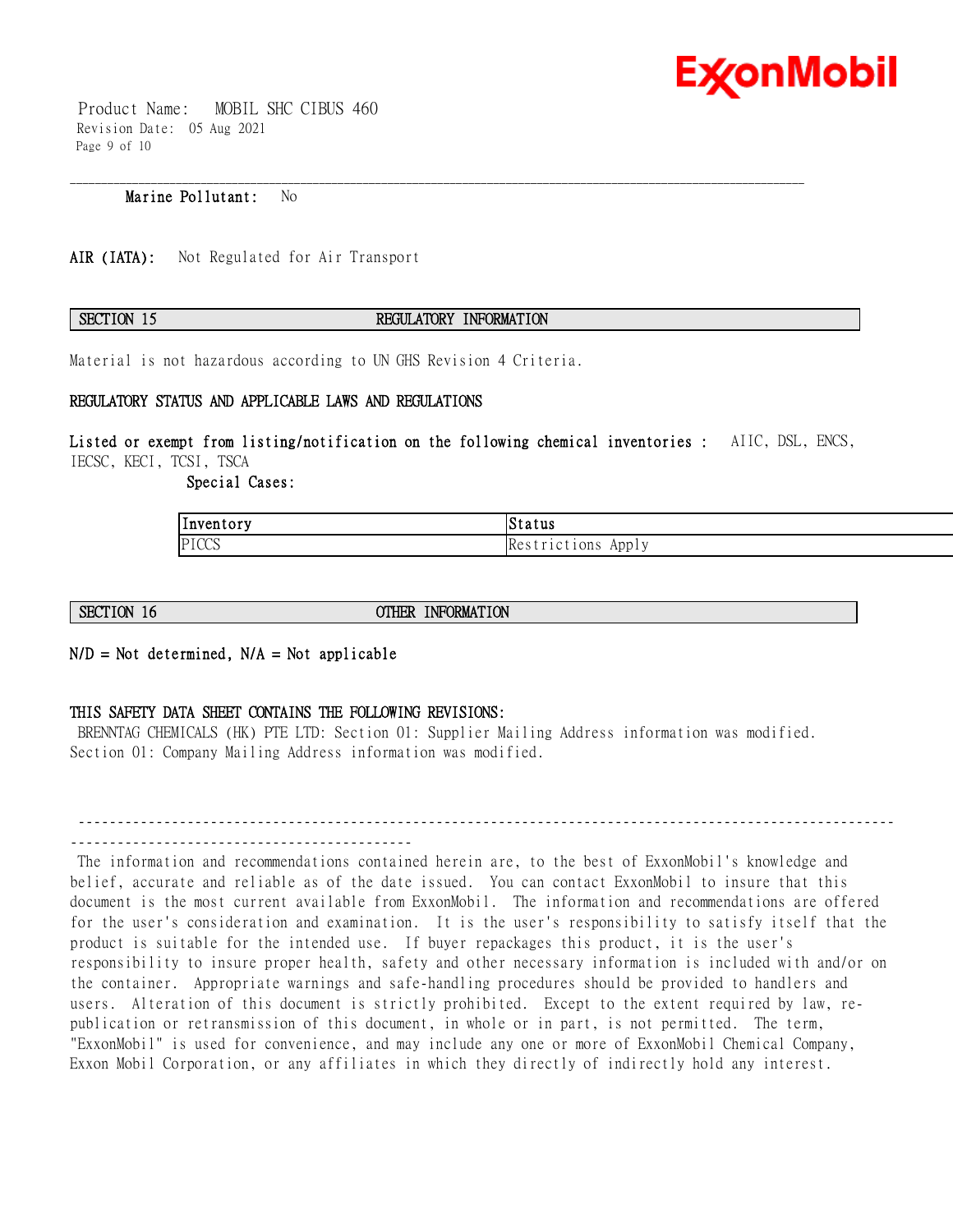**Marine Pollutant:** No

**AIR (IATA):** Not Regulated for Air Transport

## SECTION 15 REGULATORY INFORMATION

Material is not hazardous according to UN GHS Revision 4 Criteria.

### REGULATORY STATUS AND APPLICABLE LAWS AND REGULATIONS

**Listed or exempt from listing/notification on the following chemical inventories :** AIIC, DSL, ENCS, IECSC, KECI, TCSI, TSCA

**Special Cases:**

| Inventory | Status |
| --- | --- |
| PICCS | Restrictions Apply |

## SECTION 16 OTHER INFORMATION

**N/D = Not determined, N/A = Not applicable**

### THIS SAFETY DATA SHEET CONTAINS THE FOLLOWING REVISIONS:

BRENNTAG CHEMICALS (HK) PTE LTD: Section 01: Supplier Mailing Address information was modified.
Section 01: Company Mailing Address information was modified.

---

The information and recommendations contained herein are, to the best of ExxonMobil's knowledge and belief, accurate and reliable as of the date issued. You can contact ExxonMobil to insure that this document is the most current available from ExxonMobil. The information and recommendations are offered for the user's consideration and examination. It is the user's responsibility to satisfy itself that the product is suitable for the intended use. If buyer repackages this product, it is the user's responsibility to insure proper health, safety and other necessary information is included with and/or on the container. Appropriate warnings and safe-handling procedures should be provided to handlers and users. Alteration of this document is strictly prohibited. Except to the extent required by law, re-publication or retransmission of this document, in whole or in part, is not permitted. The term, "ExxonMobil" is used for convenience, and may include any one or more of ExxonMobil Chemical Company, Exxon Mobil Corporation, or any affiliates in which they directly of indirectly hold any interest.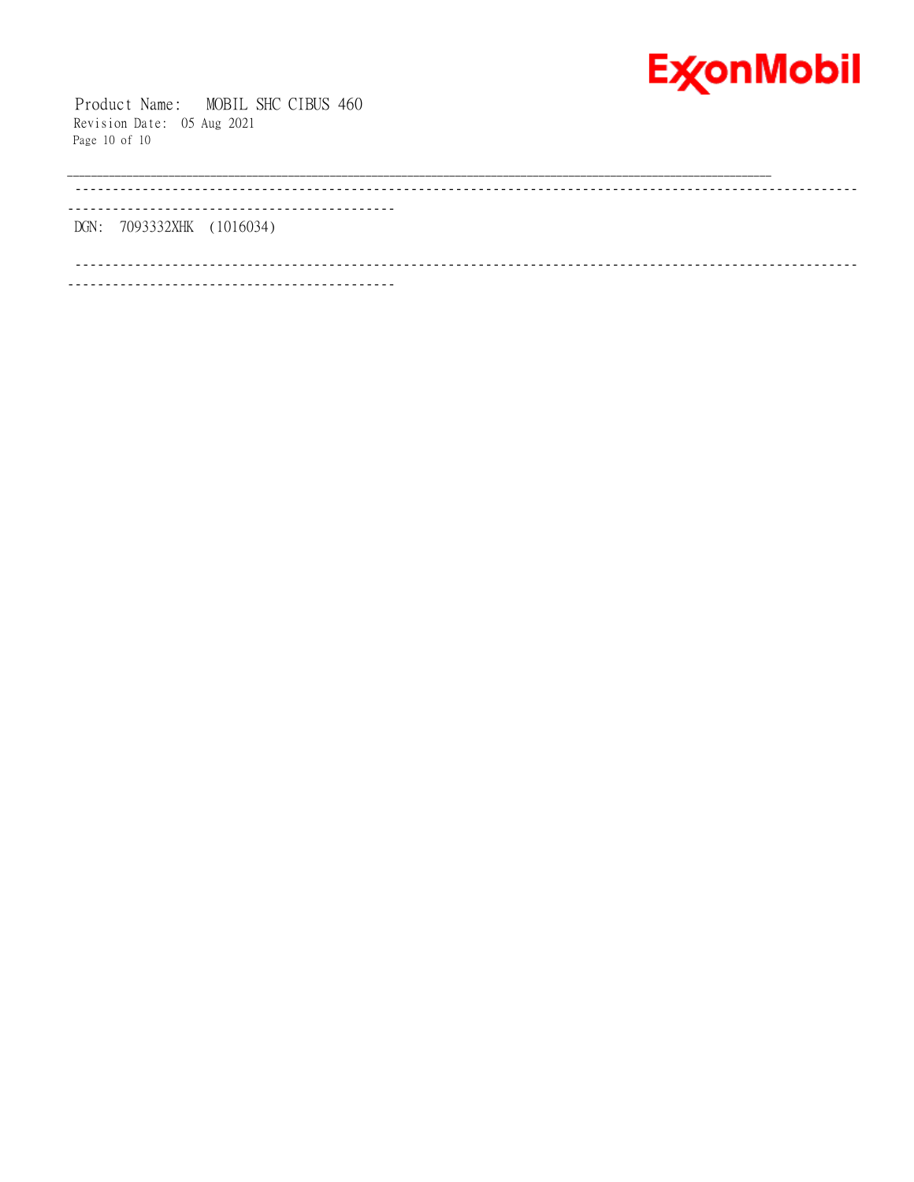DGN: 7093332XHK (1016034)